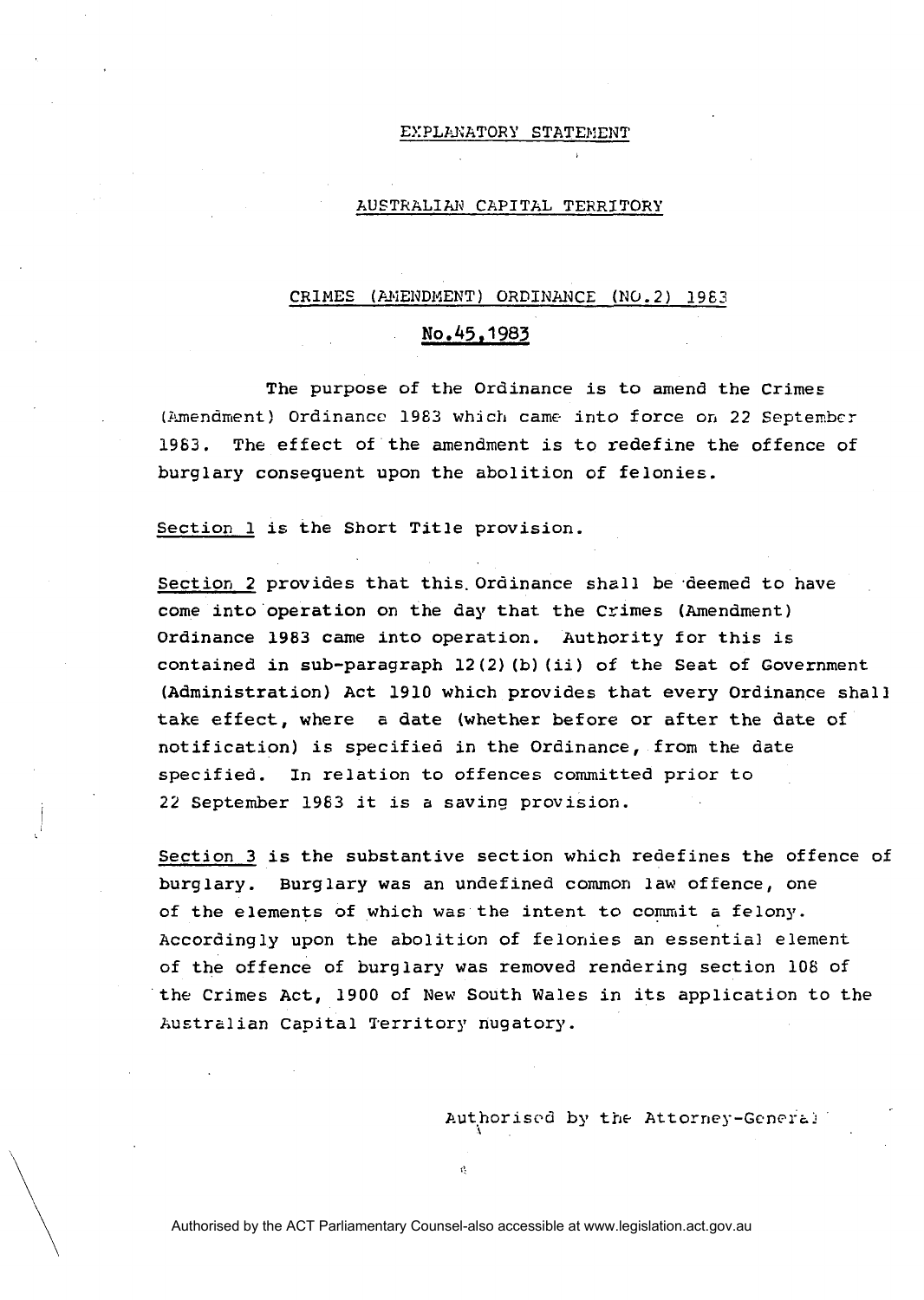# EXPLANATORY STATEMENT

## AUSTRALIAN CAPITAL TERRITORY

## CRIMES (AMENDMENT) ORDINANCE (NO.2) 1983

## No.45,1983

The purpose of the Ordinance is to amend the Crimes (Amendment) Ordinance 1983 which came into force on 22 September 1983. The effect of the amendment is to redefine the offence of burglary consequent upon the abolition of felonies.

Section 1 is the Short Title provision.

Section 2 provides that this Ordinance shall be deemed to have come into operation on the day that the Crimes (Amendment) Ordinance 1983 came into operation. Authority for this is contained in sub-paragraph 12(2)(b)(ii) of the Seat of Government (Administration) Act 1910 which provides that every Ordinance shall take effect, where a date (whether before or after the date of notification) is specified in the Ordinance, from the date specified. In relation to offences committed prior to 22 September 1983 it is a saving provision.

Section 3 is the substantive section which redefines the offence of burglary. Burglary was an undefined common law offence, one of the elements of which was the intent to commit a felony. Accordingly upon the abolition of felonies an essential element of the offence of burglary was removed rendering section 108 of the Crimes Act, 1900 of New South Wales in its application to the Australian Capital Territory nugatory.

Authorised by the Attorney-General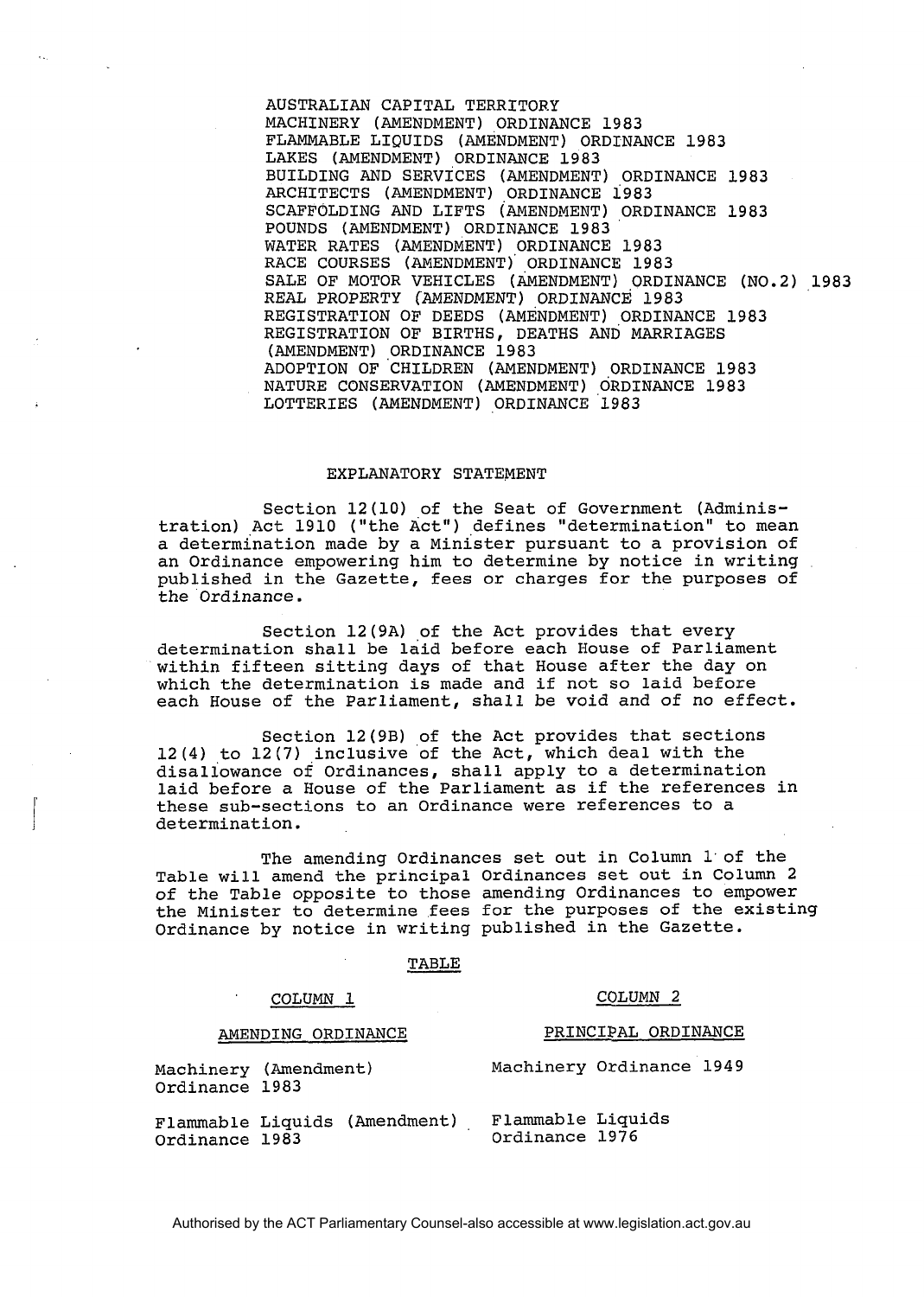AUSTRALIAN CAPITAL TERRITORY
MACHINERY (AMENDMENT) ORDINANCE 1983
FLAMMABLE LIQUIDS (AMENDMENT) ORDINANCE 1983
LAKES (AMENDMENT) ORDINANCE 1983
BUILDING AND SERVICES (AMENDMENT) ORDINANCE 1983
ARCHITECTS (AMENDMENT) ORDINANCE 1983
SCAFFOLDING AND LIFTS (AMENDMENT) ORDINANCE 1983
POUNDS (AMENDMENT) ORDINANCE 1983
WATER RATES (AMENDMENT) ORDINANCE 1983
RACE COURSES (AMENDMENT) ORDINANCE 1983
SALE OF MOTOR VEHICLES (AMENDMENT) ORDINANCE (NO.2) 1983
REAL PROPERTY (AMENDMENT) ORDINANCE 1983
REGISTRATION OF DEEDS (AMENDMENT) ORDINANCE 1983
REGISTRATION OF BIRTHS, DEATHS AND MARRIAGES (AMENDMENT) ORDINANCE 1983
ADOPTION OF CHILDREN (AMENDMENT) ORDINANCE 1983
NATURE CONSERVATION (AMENDMENT) ORDINANCE 1983
LOTTERIES (AMENDMENT) ORDINANCE 1983

## EXPLANATORY STATEMENT

Section 12(10) of the Seat of Government (Administration) Act 1910 ("the Act") defines "determination" to mean a determination made by a Minister pursuant to a provision of an Ordinance empowering him to determine by notice in writing published in the Gazette, fees or charges for the purposes of the Ordinance.

Section 12(9A) of the Act provides that every determination shall be laid before each House of Parliament within fifteen sitting days of that House after the day on which the determination is made and if not so laid before each House of the Parliament, shall be void and of no effect.

Section 12(9B) of the Act provides that sections 12(4) to 12(7) inclusive of the Act, which deal with the disallowance of Ordinances, shall apply to a determination laid before a House of the Parliament as if the references in these sub-sections to an Ordinance were references to a determination.

The amending Ordinances set out in Column 1 of the Table will amend the principal Ordinances set out in Column 2 of the Table opposite to those amending Ordinances to empower the Minister to determine fees for the purposes of the existing Ordinance by notice in writing published in the Gazette.

TABLE

| COLUMN 1 | COLUMN 2 |
|---|---|
| AMENDING ORDINANCE | PRINCIPAL ORDINANCE |
| Machinery (Amendment) Ordinance 1983 | Machinery Ordinance 1949 |
| Flammable Liquids (Amendment) Ordinance 1983 | Flammable Liquids Ordinance 1976 |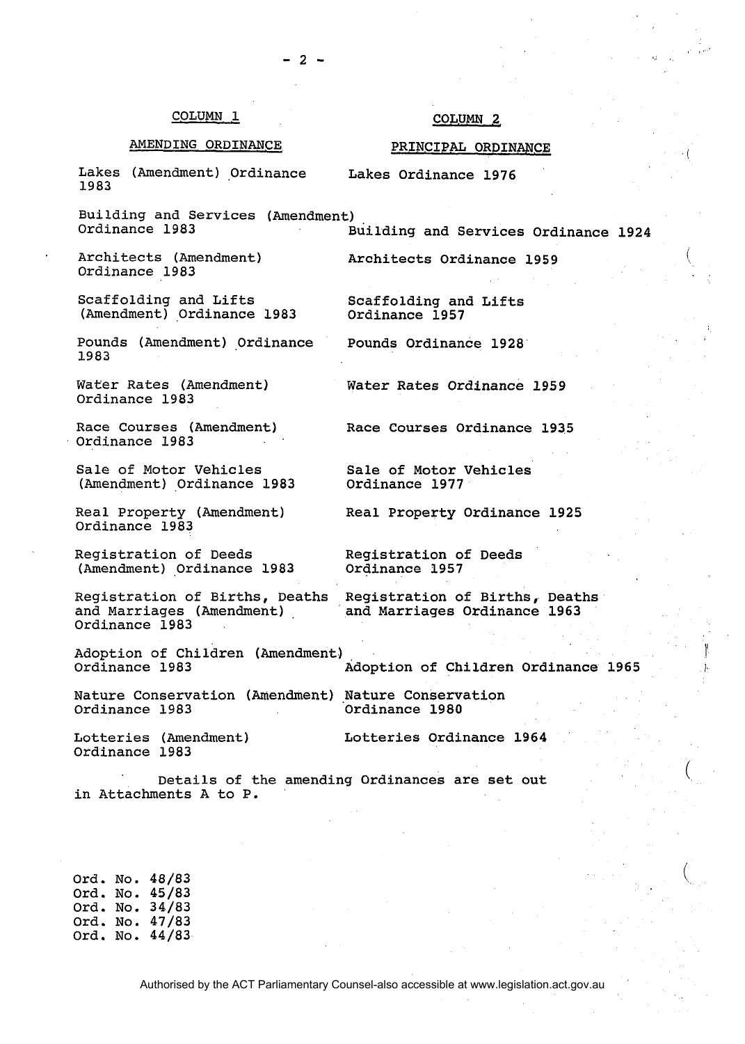| COLUMN 1<br>AMENDING ORDINANCE | COLUMN 2<br>PRINCIPAL ORDINANCE |
| --- | --- |
| Lakes (Amendment) Ordinance 1983 | Lakes Ordinance 1976 |
| Building and Services (Amendment) Ordinance 1983 | Building and Services Ordinance 1924 |
| Architects (Amendment) Ordinance 1983 | Architects Ordinance 1959 |
| Scaffolding and Lifts (Amendment) Ordinance 1983 | Scaffolding and Lifts Ordinance 1957 |
| Pounds (Amendment) Ordinance 1983 | Pounds Ordinance 1928 |
| Water Rates (Amendment) Ordinance 1983 | Water Rates Ordinance 1959 |
| Race Courses (Amendment) Ordinance 1983 | Race Courses Ordinance 1935 |
| Sale of Motor Vehicles (Amendment) Ordinance 1983 | Sale of Motor Vehicles Ordinance 1977 |
| Real Property (Amendment) Ordinance 1983 | Real Property Ordinance 1925 |
| Registration of Deeds (Amendment) Ordinance 1983 | Registration of Deeds Ordinance 1957 |
| Registration of Births, Deaths and Marriages (Amendment) Ordinance 1983 | Registration of Births, Deaths and Marriages Ordinance 1963 |
| Adoption of Children (Amendment) Ordinance 1983 | Adoption of Children Ordinance 1965 |
| Nature Conservation (Amendment) Ordinance 1983 | Nature Conservation Ordinance 1980 |
| Lotteries (Amendment) Ordinance 1983 | Lotteries Ordinance 1964 |

Details of the amending Ordinances are set out in Attachments A to P.

Ord. No. 48/83
Ord. No. 45/83
Ord. No. 34/83
Ord. No. 47/83
Ord. No. 44/83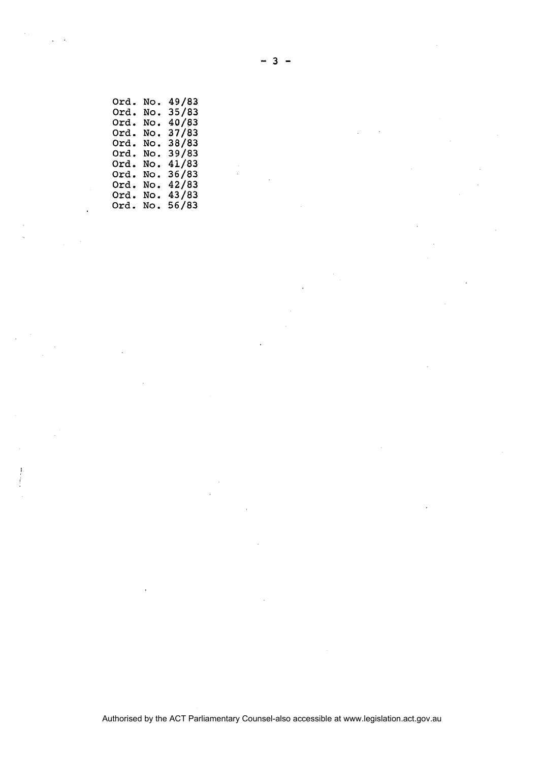Ord. No. 49/83
Ord. No. 35/83
Ord. No. 40/83
Ord. No. 37/83
Ord. No. 38/83
Ord. No. 39/83
Ord. No. 41/83
Ord. No. 36/83
Ord. No. 42/83
Ord. No. 43/83
Ord. No. 56/83